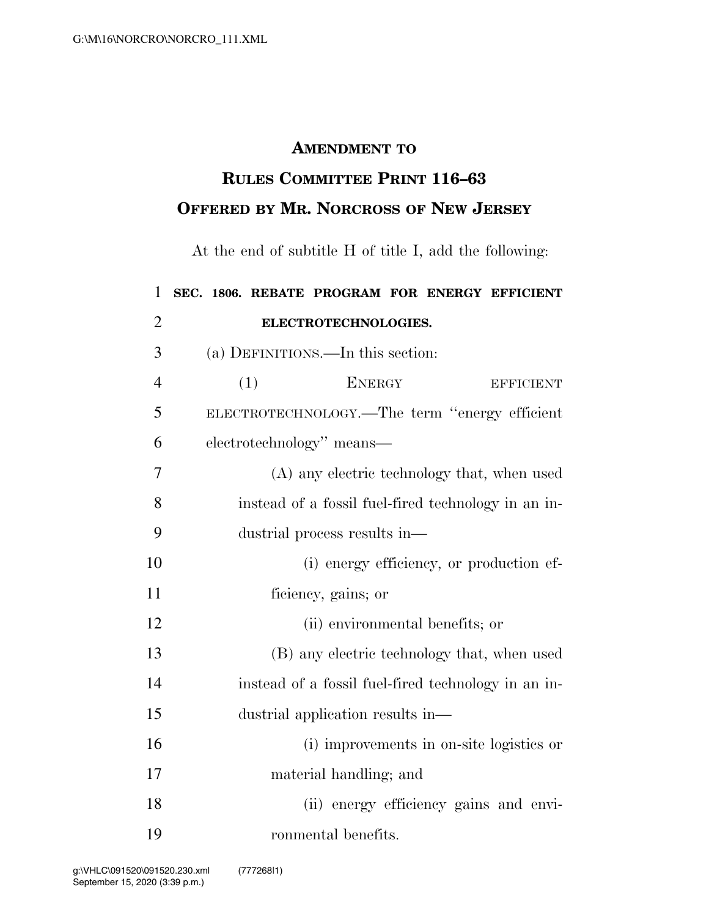**AMENDMENT TO**
**RULES COMMITTEE PRINT 116–63**
**OFFERED BY MR. NORCROSS OF NEW JERSEY**

At the end of subtitle H of title I, add the following:

**SEC. 1806. REBATE PROGRAM FOR ENERGY EFFICIENT ELECTROTECHNOLOGIES.**

(a) DEFINITIONS.—In this section:

(1) ENERGY EFFICIENT ELECTROTECHNOLOGY.—The term "energy efficient electrotechnology" means—

(A) any electric technology that, when used instead of a fossil fuel-fired technology in an industrial process results in—

(i) energy efficiency, or production efficiency, gains; or

(ii) environmental benefits; or

(B) any electric technology that, when used instead of a fossil fuel-fired technology in an industrial application results in—

(i) improvements in on-site logistics or material handling; and

(ii) energy efficiency gains and environmental benefits.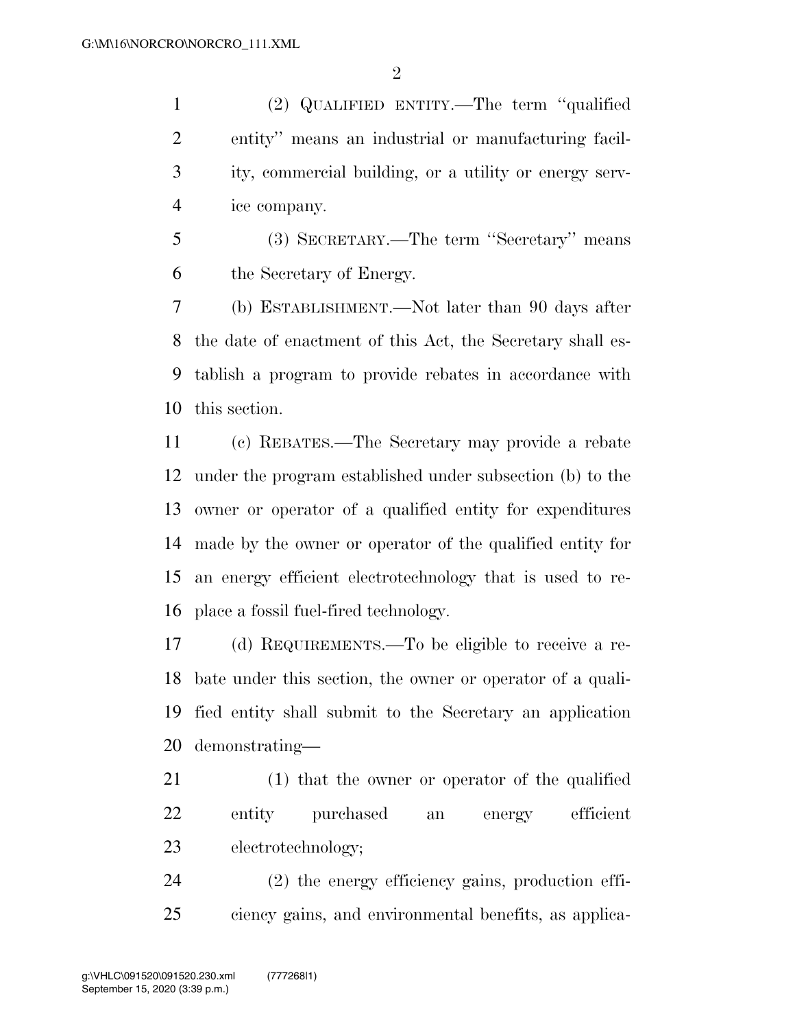(2) QUALIFIED ENTITY.—The term ''qualified entity'' means an industrial or manufacturing facility, commercial building, or a utility or energy service company.

(3) SECRETARY.—The term ''Secretary'' means the Secretary of Energy.

(b) ESTABLISHMENT.—Not later than 90 days after the date of enactment of this Act, the Secretary shall establish a program to provide rebates in accordance with this section.

(c) REBATES.—The Secretary may provide a rebate under the program established under subsection (b) to the owner or operator of a qualified entity for expenditures made by the owner or operator of the qualified entity for an energy efficient electrotechnology that is used to replace a fossil fuel-fired technology.

(d) REQUIREMENTS.—To be eligible to receive a rebate under this section, the owner or operator of a qualified entity shall submit to the Secretary an application demonstrating—

(1) that the owner or operator of the qualified entity purchased an energy efficient electrotechnology;

(2) the energy efficiency gains, production efficiency gains, and environmental benefits, as applica-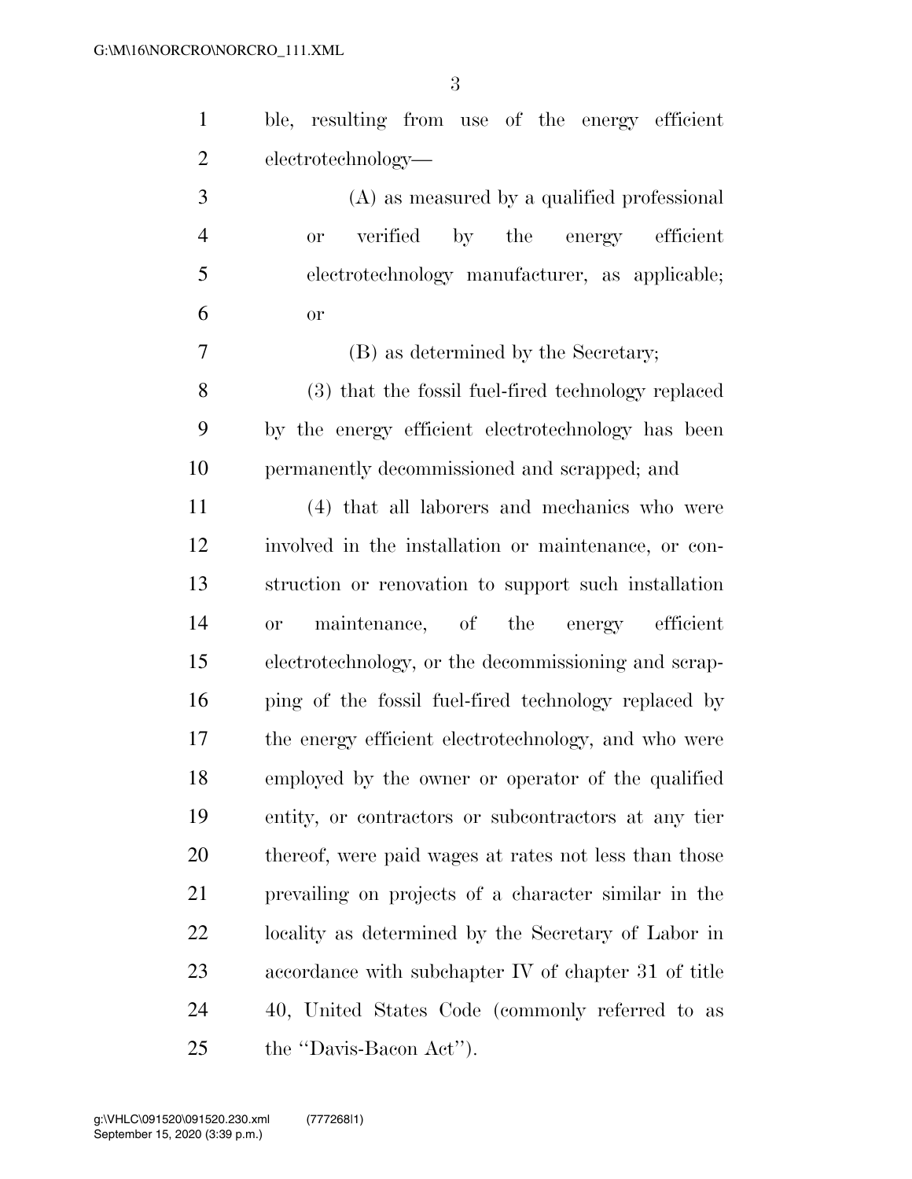ble, resulting from use of the energy efficient electrotechnology—

(A) as measured by a qualified professional or verified by the energy efficient electrotechnology manufacturer, as applicable; or

(B) as determined by the Secretary;

(3) that the fossil fuel-fired technology replaced by the energy efficient electrotechnology has been permanently decommissioned and scrapped; and

(4) that all laborers and mechanics who were involved in the installation or maintenance, or construction or renovation to support such installation or maintenance, of the energy efficient electrotechnology, or the decommissioning and scrapping of the fossil fuel-fired technology replaced by the energy efficient electrotechnology, and who were employed by the owner or operator of the qualified entity, or contractors or subcontractors at any tier thereof, were paid wages at rates not less than those prevailing on projects of a character similar in the locality as determined by the Secretary of Labor in accordance with subchapter IV of chapter 31 of title 40, United States Code (commonly referred to as the "Davis-Bacon Act").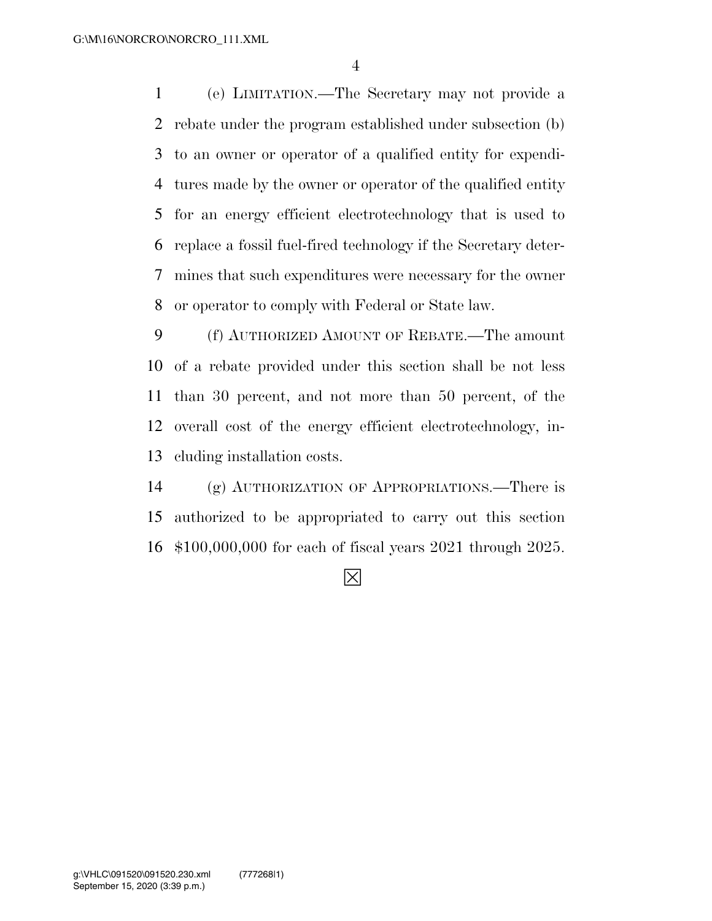(e) LIMITATION.—The Secretary may not provide a rebate under the program established under subsection (b) to an owner or operator of a qualified entity for expenditures made by the owner or operator of the qualified entity for an energy efficient electrotechnology that is used to replace a fossil fuel-fired technology if the Secretary determines that such expenditures were necessary for the owner or operator to comply with Federal or State law.

(f) AUTHORIZED AMOUNT OF REBATE.—The amount of a rebate provided under this section shall be not less than 30 percent, and not more than 50 percent, of the overall cost of the energy efficient electrotechnology, including installation costs.

(g) AUTHORIZATION OF APPROPRIATIONS.—There is authorized to be appropriated to carry out this section $100,000,000 for each of fiscal years 2021 through 2025.